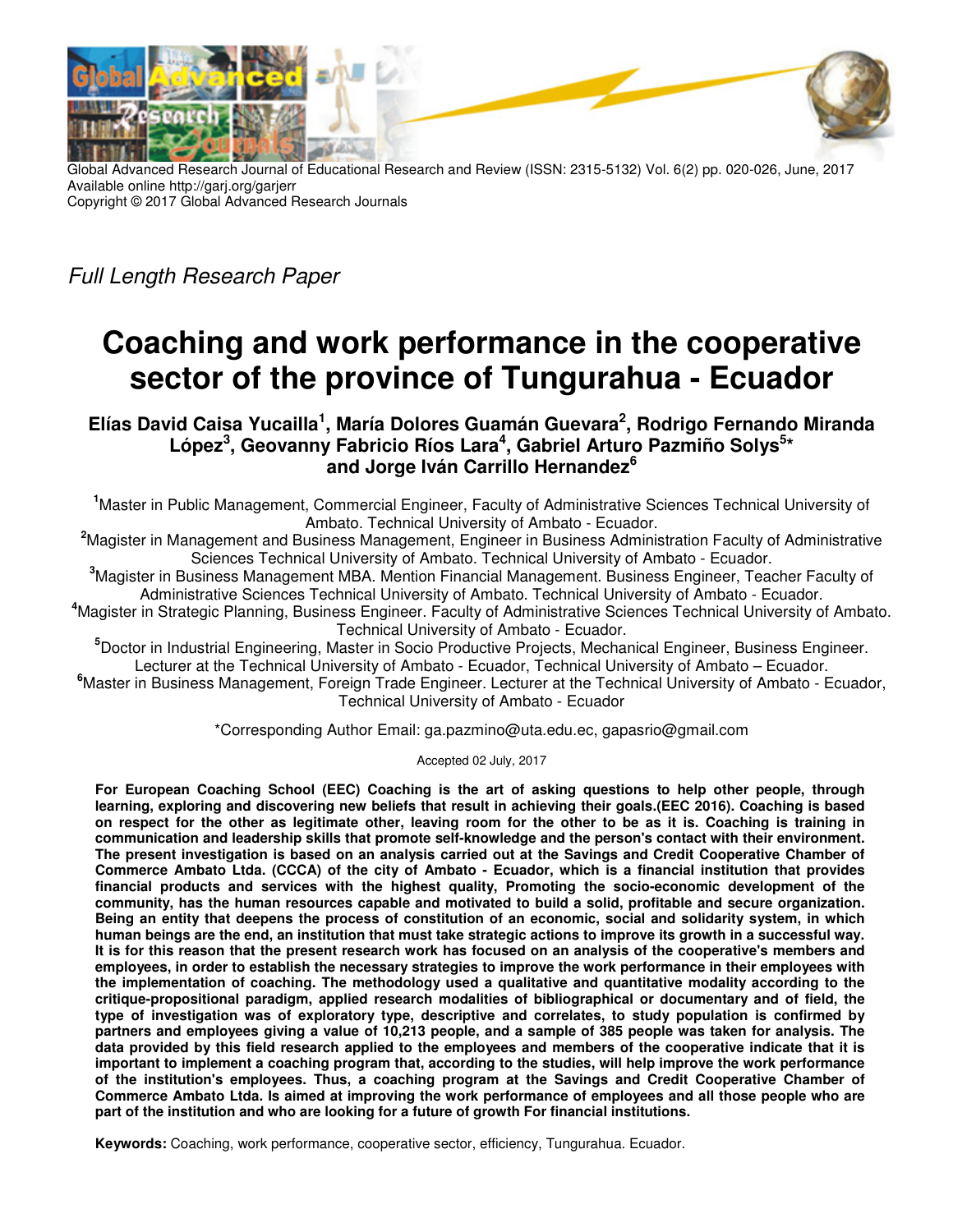Global Advanced Research Journal of Educational Research and Review (ISSN: 2315-5132) Vol. 6(2) pp. 020-026, June, 2017
Available online http://garj.org/garjerr
Copyright © 2017 Global Advanced Research Journals

*Full Length Research Paper*

# Coaching and work performance in the cooperative sector of the province of Tungurahua - Ecuador

**Elías David Caisa Yucailla[1], María Dolores Guamán Guevara[2], Rodrigo Fernando Miranda López[3], Geovanny Fabricio Ríos Lara[4], Gabriel Arturo Pazmiño Solys[5]\* and Jorge Iván Carrillo Hernandez[6]**

[1]Master in Public Management, Commercial Engineer, Faculty of Administrative Sciences Technical University of Ambato. Technical University of Ambato - Ecuador.

[2]Magister in Management and Business Management, Engineer in Business Administration Faculty of Administrative Sciences Technical University of Ambato. Technical University of Ambato - Ecuador.

[3]Magister in Business Management MBA. Mention Financial Management. Business Engineer, Teacher Faculty of Administrative Sciences Technical University of Ambato. Technical University of Ambato - Ecuador.

[4]Magister in Strategic Planning, Business Engineer. Faculty of Administrative Sciences Technical University of Ambato. Technical University of Ambato - Ecuador.

[5]Doctor in Industrial Engineering, Master in Socio Productive Projects, Mechanical Engineer, Business Engineer. Lecturer at the Technical University of Ambato - Ecuador, Technical University of Ambato – Ecuador.

[6]Master in Business Management, Foreign Trade Engineer. Lecturer at the Technical University of Ambato - Ecuador, Technical University of Ambato - Ecuador

*Corresponding Author Email: ga.pazmino@uta.edu.ec, gapasrio@gmail.com

Accepted 02 July, 2017

**For European Coaching School (EEC) Coaching is the art of asking questions to help other people, through learning, exploring and discovering new beliefs that result in achieving their goals.(EEC 2016). Coaching is based on respect for the other as legitimate other, leaving room for the other to be as it is. Coaching is training in communication and leadership skills that promote self-knowledge and the person's contact with their environment. The present investigation is based on an analysis carried out at the Savings and Credit Cooperative Chamber of Commerce Ambato Ltda. (CCCA) of the city of Ambato - Ecuador, which is a financial institution that provides financial products and services with the highest quality, Promoting the socio-economic development of the community, has the human resources capable and motivated to build a solid, profitable and secure organization. Being an entity that deepens the process of constitution of an economic, social and solidarity system, in which human beings are the end, an institution that must take strategic actions to improve its growth in a successful way. It is for this reason that the present research work has focused on an analysis of the cooperative's members and employees, in order to establish the necessary strategies to improve the work performance in their employees with the implementation of coaching. The methodology used a qualitative and quantitative modality according to the critique-propositional paradigm, applied research modalities of bibliographical or documentary and of field, the type of investigation was of exploratory type, descriptive and correlates, to study population is confirmed by partners and employees giving a value of 10,213 people, and a sample of 385 people was taken for analysis. The data provided by this field research applied to the employees and members of the cooperative indicate that it is important to implement a coaching program that, according to the studies, will help improve the work performance of the institution's employees. Thus, a coaching program at the Savings and Credit Cooperative Chamber of Commerce Ambato Ltda. Is aimed at improving the work performance of employees and all those people who are part of the institution and who are looking for a future of growth For financial institutions.**

**Keywords:** Coaching, work performance, cooperative sector, efficiency, Tungurahua. Ecuador.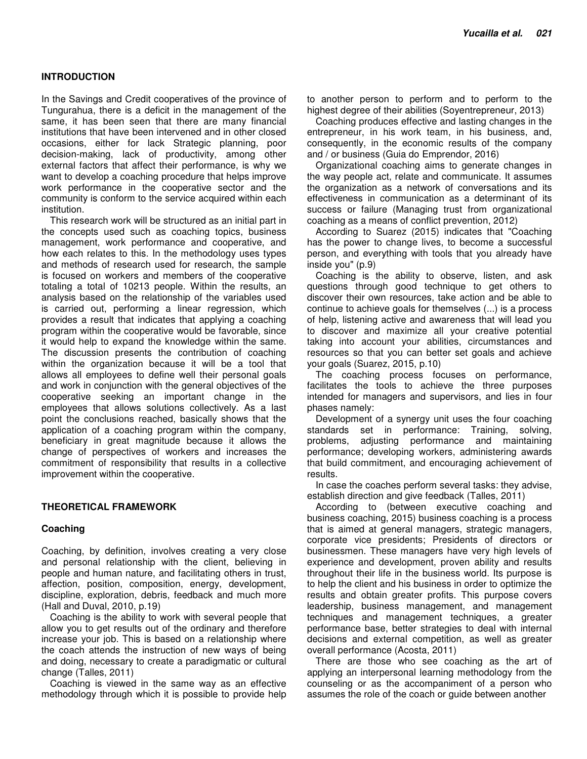## INTRODUCTION

In the Savings and Credit cooperatives of the province of Tungurahua, there is a deficit in the management of the same, it has been seen that there are many financial institutions that have been intervened and in other closed occasions, either for lack Strategic planning, poor decision-making, lack of productivity, among other external factors that affect their performance, is why we want to develop a coaching procedure that helps improve work performance in the cooperative sector and the community is conform to the service acquired within each institution.

This research work will be structured as an initial part in the concepts used such as coaching topics, business management, work performance and cooperative, and how each relates to this. In the methodology uses types and methods of research used for research, the sample is focused on workers and members of the cooperative totaling a total of 10213 people. Within the results, an analysis based on the relationship of the variables used is carried out, performing a linear regression, which provides a result that indicates that applying a coaching program within the cooperative would be favorable, since it would help to expand the knowledge within the same. The discussion presents the contribution of coaching within the organization because it will be a tool that allows all employees to define well their personal goals and work in conjunction with the general objectives of the cooperative seeking an important change in the employees that allows solutions collectively. As a last point the conclusions reached, basically shows that the application of a coaching program within the company, beneficiary in great magnitude because it allows the change of perspectives of workers and increases the commitment of responsibility that results in a collective improvement within the cooperative.

## THEORETICAL FRAMEWORK

### Coaching

Coaching, by definition, involves creating a very close and personal relationship with the client, believing in people and human nature, and facilitating others in trust, affection, position, composition, energy, development, discipline, exploration, debris, feedback and much more (Hall and Duval, 2010, p.19)

Coaching is the ability to work with several people that allow you to get results out of the ordinary and therefore increase your job. This is based on a relationship where the coach attends the instruction of new ways of being and doing, necessary to create a paradigmatic or cultural change (Talles, 2011)

Coaching is viewed in the same way as an effective methodology through which it is possible to provide help to another person to perform and to perform to the highest degree of their abilities (Soyentrepreneur, 2013)

Coaching produces effective and lasting changes in the entrepreneur, in his work team, in his business, and, consequently, in the economic results of the company and / or business (Guia do Emprendor, 2016)

Organizational coaching aims to generate changes in the way people act, relate and communicate. It assumes the organization as a network of conversations and its effectiveness in communication as a determinant of its success or failure (Managing trust from organizational coaching as a means of conflict prevention, 2012)

According to Suarez (2015) indicates that "Coaching has the power to change lives, to become a successful person, and everything with tools that you already have inside you" (p.9)

Coaching is the ability to observe, listen, and ask questions through good technique to get others to discover their own resources, take action and be able to continue to achieve goals for themselves (...) is a process of help, listening active and awareness that will lead you to discover and maximize all your creative potential taking into account your abilities, circumstances and resources so that you can better set goals and achieve your goals (Suarez, 2015, p.10)

The coaching process focuses on performance, facilitates the tools to achieve the three purposes intended for managers and supervisors, and lies in four phases namely:

Development of a synergy unit uses the four coaching standards set in performance: Training, solving, problems, adjusting performance and maintaining performance; developing workers, administering awards that build commitment, and encouraging achievement of results.

In case the coaches perform several tasks: they advise, establish direction and give feedback (Talles, 2011)

According to (between executive coaching and business coaching, 2015) business coaching is a process that is aimed at general managers, strategic managers, corporate vice presidents; Presidents of directors or businessmen. These managers have very high levels of experience and development, proven ability and results throughout their life in the business world. Its purpose is to help the client and his business in order to optimize the results and obtain greater profits. This purpose covers leadership, business management, and management techniques and management techniques, a greater performance base, better strategies to deal with internal decisions and external competition, as well as greater overall performance (Acosta, 2011)

There are those who see coaching as the art of applying an interpersonal learning methodology from the counseling or as the accompaniment of a person who assumes the role of the coach or guide between another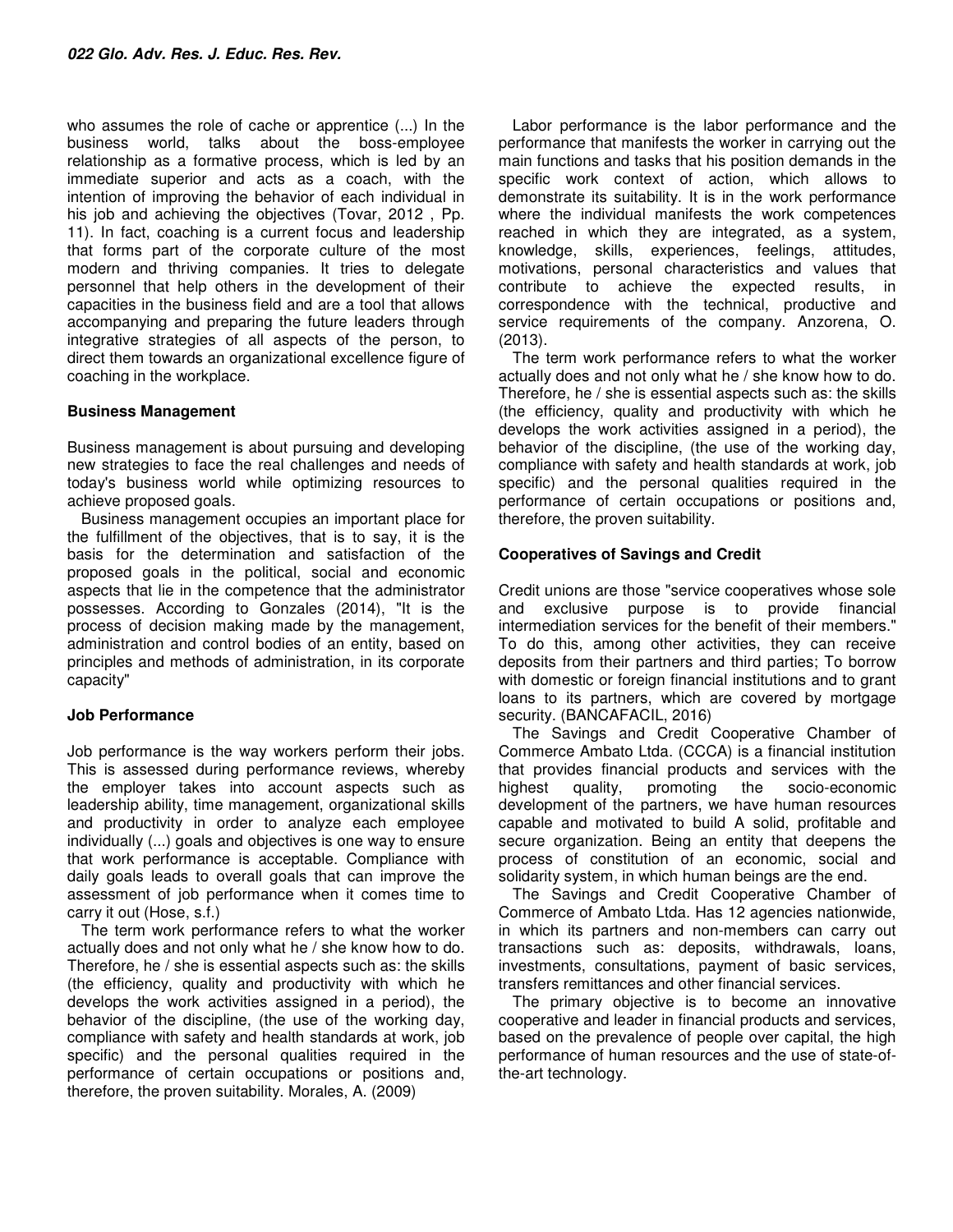who assumes the role of cache or apprentice (...) In the business world, talks about the boss-employee relationship as a formative process, which is led by an immediate superior and acts as a coach, with the intention of improving the behavior of each individual in his job and achieving the objectives (Tovar, 2012 , Pp. 11). In fact, coaching is a current focus and leadership that forms part of the corporate culture of the most modern and thriving companies. It tries to delegate personnel that help others in the development of their capacities in the business field and are a tool that allows accompanying and preparing the future leaders through integrative strategies of all aspects of the person, to direct them towards an organizational excellence figure of coaching in the workplace.

**Business Management**

Business management is about pursuing and developing new strategies to face the real challenges and needs of today's business world while optimizing resources to achieve proposed goals.

Business management occupies an important place for the fulfillment of the objectives, that is to say, it is the basis for the determination and satisfaction of the proposed goals in the political, social and economic aspects that lie in the competence that the administrator possesses. According to Gonzales (2014), "It is the process of decision making made by the management, administration and control bodies of an entity, based on principles and methods of administration, in its corporate capacity"

**Job Performance**

Job performance is the way workers perform their jobs. This is assessed during performance reviews, whereby the employer takes into account aspects such as leadership ability, time management, organizational skills and productivity in order to analyze each employee individually (...) goals and objectives is one way to ensure that work performance is acceptable. Compliance with daily goals leads to overall goals that can improve the assessment of job performance when it comes time to carry it out (Hose, s.f.)

The term work performance refers to what the worker actually does and not only what he / she know how to do. Therefore, he / she is essential aspects such as: the skills (the efficiency, quality and productivity with which he develops the work activities assigned in a period), the behavior of the discipline, (the use of the working day, compliance with safety and health standards at work, job specific) and the personal qualities required in the performance of certain occupations or positions and, therefore, the proven suitability. Morales, A. (2009)

Labor performance is the labor performance and the performance that manifests the worker in carrying out the main functions and tasks that his position demands in the specific work context of action, which allows to demonstrate its suitability. It is in the work performance where the individual manifests the work competences reached in which they are integrated, as a system, knowledge, skills, experiences, feelings, attitudes, motivations, personal characteristics and values that contribute to achieve the expected results, in correspondence with the technical, productive and service requirements of the company. Anzorena, O. (2013).

The term work performance refers to what the worker actually does and not only what he / she know how to do. Therefore, he / she is essential aspects such as: the skills (the efficiency, quality and productivity with which he develops the work activities assigned in a period), the behavior of the discipline, (the use of the working day, compliance with safety and health standards at work, job specific) and the personal qualities required in the performance of certain occupations or positions and, therefore, the proven suitability.

**Cooperatives of Savings and Credit**

Credit unions are those "service cooperatives whose sole and exclusive purpose is to provide financial intermediation services for the benefit of their members." To do this, among other activities, they can receive deposits from their partners and third parties; To borrow with domestic or foreign financial institutions and to grant loans to its partners, which are covered by mortgage security. (BANCAFACIL, 2016)

The Savings and Credit Cooperative Chamber of Commerce Ambato Ltda. (CCCA) is a financial institution that provides financial products and services with the highest quality, promoting the socio-economic development of the partners, we have human resources capable and motivated to build A solid, profitable and secure organization. Being an entity that deepens the process of constitution of an economic, social and solidarity system, in which human beings are the end.

The Savings and Credit Cooperative Chamber of Commerce of Ambato Ltda. Has 12 agencies nationwide, in which its partners and non-members can carry out transactions such as: deposits, withdrawals, loans, investments, consultations, payment of basic services, transfers remittances and other financial services.

The primary objective is to become an innovative cooperative and leader in financial products and services, based on the prevalence of people over capital, the high performance of human resources and the use of state-of-the-art technology.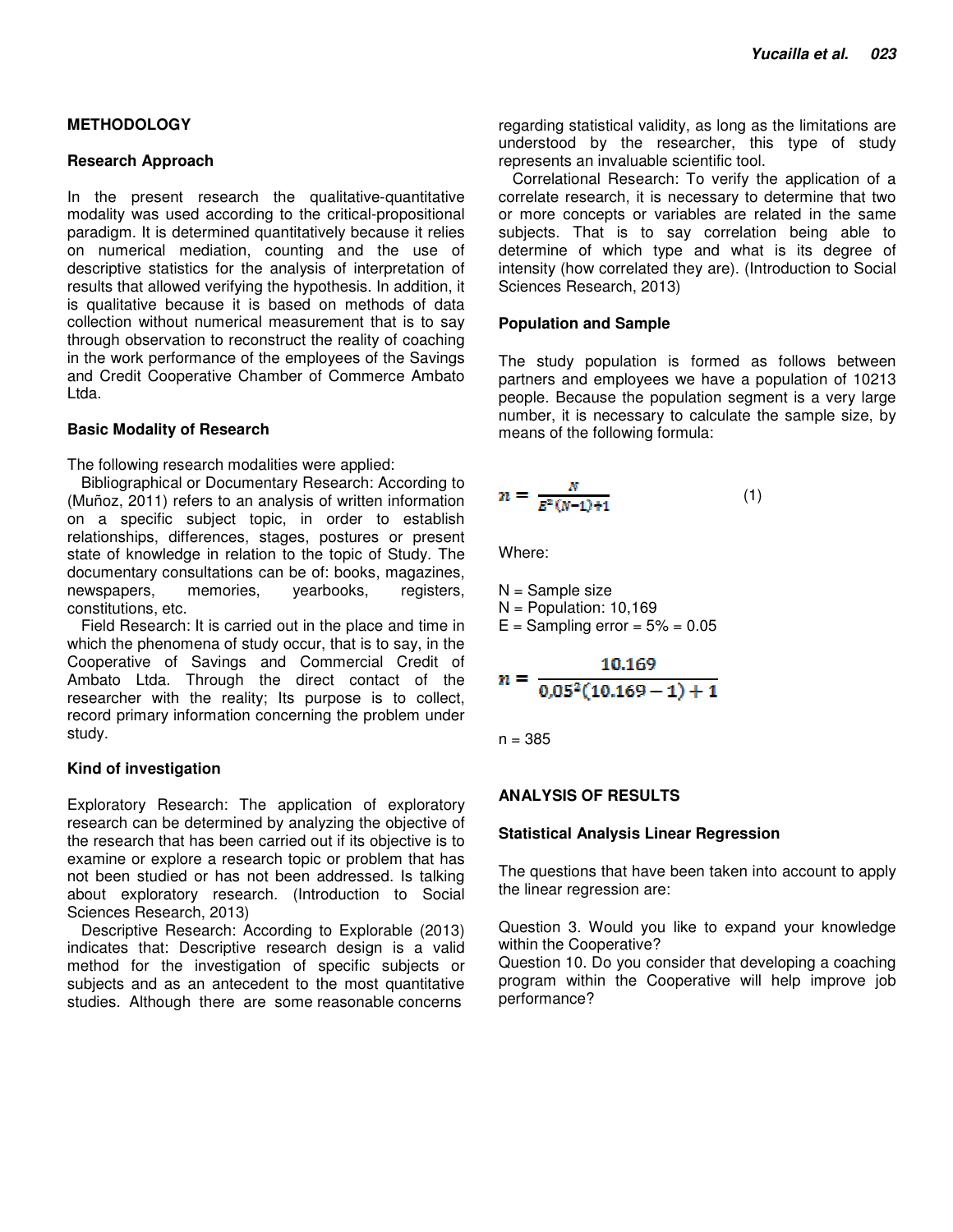## METHODOLOGY

### Research Approach

In the present research the qualitative-quantitative modality was used according to the critical-propositional paradigm. It is determined quantitatively because it relies on numerical mediation, counting and the use of descriptive statistics for the analysis of interpretation of results that allowed verifying the hypothesis. In addition, it is qualitative because it is based on methods of data collection without numerical measurement that is to say through observation to reconstruct the reality of coaching in the work performance of the employees of the Savings and Credit Cooperative Chamber of Commerce Ambato Ltda.

### Basic Modality of Research

The following research modalities were applied:

Bibliographical or Documentary Research: According to (Muñoz, 2011) refers to an analysis of written information on a specific subject topic, in order to establish relationships, differences, stages, postures or present state of knowledge in relation to the topic of Study. The documentary consultations can be of: books, magazines, newspapers, memories, yearbooks, registers, constitutions, etc.

Field Research: It is carried out in the place and time in which the phenomena of study occur, that is to say, in the Cooperative of Savings and Commercial Credit of Ambato Ltda. Through the direct contact of the researcher with the reality; Its purpose is to collect, record primary information concerning the problem under study.

### Kind of investigation

Exploratory Research: The application of exploratory research can be determined by analyzing the objective of the research that has been carried out if its objective is to examine or explore a research topic or problem that has not been studied or has not been addressed. Is talking about exploratory research. (Introduction to Social Sciences Research, 2013)

Descriptive Research: According to Explorable (2013) indicates that: Descriptive research design is a valid method for the investigation of specific subjects or subjects and as an antecedent to the most quantitative studies. Although there are some reasonable concerns regarding statistical validity, as long as the limitations are understood by the researcher, this type of study represents an invaluable scientific tool.

Correlational Research: To verify the application of a correlate research, it is necessary to determine that two or more concepts or variables are related in the same subjects. That is to say correlation being able to determine of which type and what is its degree of intensity (how correlated they are). (Introduction to Social Sciences Research, 2013)

### Population and Sample

The study population is formed as follows between partners and employees we have a population of 10213 people. Because the population segment is a very large number, it is necessary to calculate the sample size, by means of the following formula:

$$n = \frac{N}{E^2(N-1)+1} \quad (1)$$

Where:

N = Sample size
N = Population: 10,169
E = Sampling error = 5% = 0.05

$$n = \frac{10.169}{0{,}05^2(10.169-1)+1}$$

n = 385

## ANALYSIS OF RESULTS

### Statistical Analysis Linear Regression

The questions that have been taken into account to apply the linear regression are:

Question 3. Would you like to expand your knowledge within the Cooperative?
Question 10. Do you consider that developing a coaching program within the Cooperative will help improve job performance?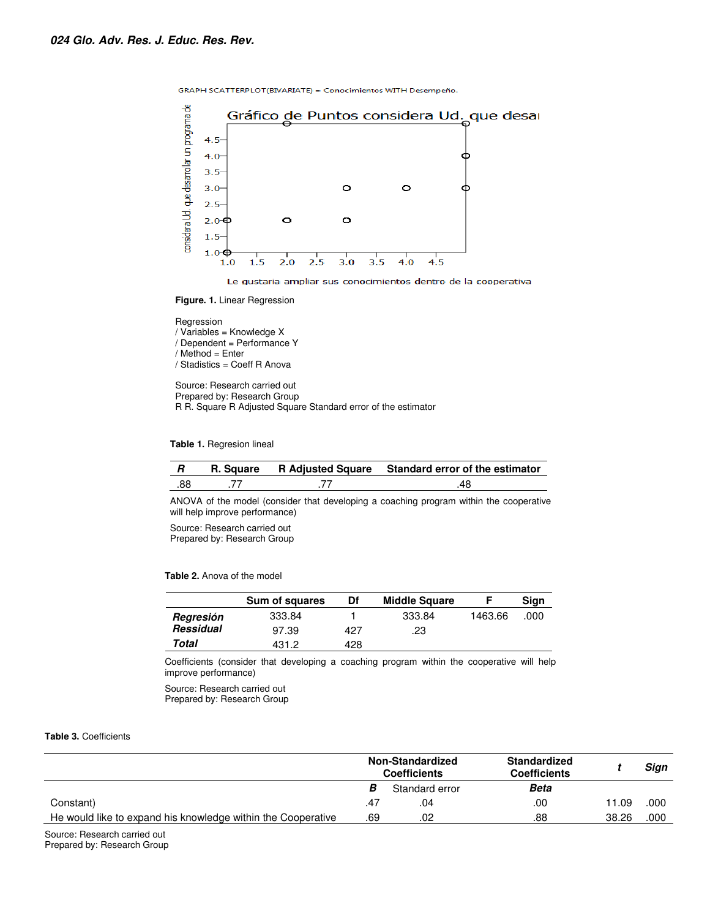GRAPH SCATTERPLOT(BIVARIATE) = Conocimientos WITH Desempeño.

Gráfico de Puntos considera Ud. que desai

considera Ud. que desarrollar un programa de

Le gustaria ampliar sus conocimientos dentro de la cooperativa

**Figure. 1.** Linear Regression

Regression
/ Variables = Knowledge X
/ Dependent = Performance Y
/ Method = Enter
/ Stadistics = Coeff R Anova

Source: Research carried out
Prepared by: Research Group
R R. Square R Adjusted Square Standard error of the estimator

**Table 1.** Regresion lineal

| *R* | R. Square | R Adjusted Square | Standard error of the estimator |
|---|---|---|---|
| .88 | .77 | .77 | .48 |

ANOVA of the model (consider that developing a coaching program within the cooperative will help improve performance)

Source: Research carried out
Prepared by: Research Group

**Table 2.** Anova of the model

| | Sum of squares | Df | Middle Square | F | Sign |
|---|---|---|---|---|---|
| ***Regresión*** | 333.84 | 1 | 333.84 | 1463.66 | .000 |
| ***Ressidual*** | 97.39 | 427 | .23 | | |
| ***Total*** | 431.2 | 428 | | | |

Coefficients (consider that developing a coaching program within the cooperative will help improve performance)

Source: Research carried out
Prepared by: Research Group

**Table 3.** Coefficients

| | Non-Standardized Coefficients | | Standardized Coefficients | *t* | *Sign* |
|---|---|---|---|---|---|
| | ***B*** | Standard error | ***Beta*** | | |
| Constant) | .47 | .04 | .00 | 11.09 | .000 |
| He would like to expand his knowledge within the Cooperative | .69 | .02 | .88 | 38.26 | .000 |

Source: Research carried out
Prepared by: Research Group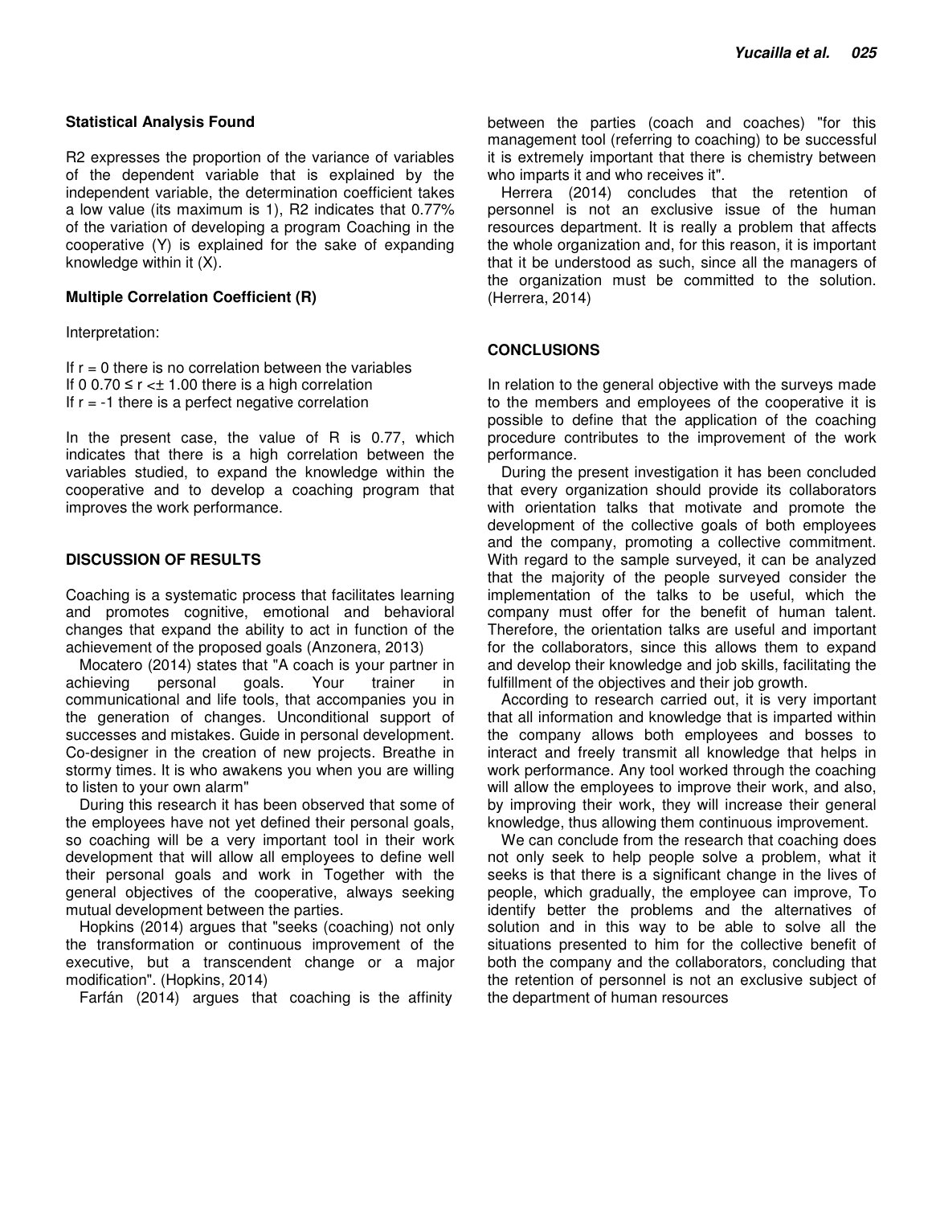**Statistical Analysis Found**

$R2$ expresses the proportion of the variance of variables of the dependent variable that is explained by the independent variable, the determination coefficient takes a low value (its maximum is 1), $R2$ indicates that 0.77% of the variation of developing a program Coaching in the cooperative (Y) is explained for the sake of expanding knowledge within it (X).

**Multiple Correlation Coefficient (R)**

Interpretation:

If $r = 0$ there is no correlation between the variables
If 0 $0.70 \leq r < \pm 1.00$ there is a high correlation
If $r = -1$ there is a perfect negative correlation

In the present case, the value of R is 0.77, which indicates that there is a high correlation between the variables studied, to expand the knowledge within the cooperative and to develop a coaching program that improves the work performance.

**DISCUSSION OF RESULTS**

Coaching is a systematic process that facilitates learning and promotes cognitive, emotional and behavioral changes that expand the ability to act in function of the achievement of the proposed goals (Anzonera, 2013)

Mocatero (2014) states that "A coach is your partner in achieving personal goals. Your trainer in communicational and life tools, that accompanies you in the generation of changes. Unconditional support of successes and mistakes. Guide in personal development. Co-designer in the creation of new projects. Breathe in stormy times. It is who awakens you when you are willing to listen to your own alarm"

During this research it has been observed that some of the employees have not yet defined their personal goals, so coaching will be a very important tool in their work development that will allow all employees to define well their personal goals and work in Together with the general objectives of the cooperative, always seeking mutual development between the parties.

Hopkins (2014) argues that "seeks (coaching) not only the transformation or continuous improvement of the executive, but a transcendent change or a major modification". (Hopkins, 2014)

Farfán (2014) argues that coaching is the affinity between the parties (coach and coaches) "for this management tool (referring to coaching) to be successful it is extremely important that there is chemistry between who imparts it and who receives it".

Herrera (2014) concludes that the retention of personnel is not an exclusive issue of the human resources department. It is really a problem that affects the whole organization and, for this reason, it is important that it be understood as such, since all the managers of the organization must be committed to the solution. (Herrera, 2014)

**CONCLUSIONS**

In relation to the general objective with the surveys made to the members and employees of the cooperative it is possible to define that the application of the coaching procedure contributes to the improvement of the work performance.

During the present investigation it has been concluded that every organization should provide its collaborators with orientation talks that motivate and promote the development of the collective goals of both employees and the company, promoting a collective commitment. With regard to the sample surveyed, it can be analyzed that the majority of the people surveyed consider the implementation of the talks to be useful, which the company must offer for the benefit of human talent. Therefore, the orientation talks are useful and important for the collaborators, since this allows them to expand and develop their knowledge and job skills, facilitating the fulfillment of the objectives and their job growth.

According to research carried out, it is very important that all information and knowledge that is imparted within the company allows both employees and bosses to interact and freely transmit all knowledge that helps in work performance. Any tool worked through the coaching will allow the employees to improve their work, and also, by improving their work, they will increase their general knowledge, thus allowing them continuous improvement.

We can conclude from the research that coaching does not only seek to help people solve a problem, what it seeks is that there is a significant change in the lives of people, which gradually, the employee can improve, To identify better the problems and the alternatives of solution and in this way to be able to solve all the situations presented to him for the collective benefit of both the company and the collaborators, concluding that the retention of personnel is not an exclusive subject of the department of human resources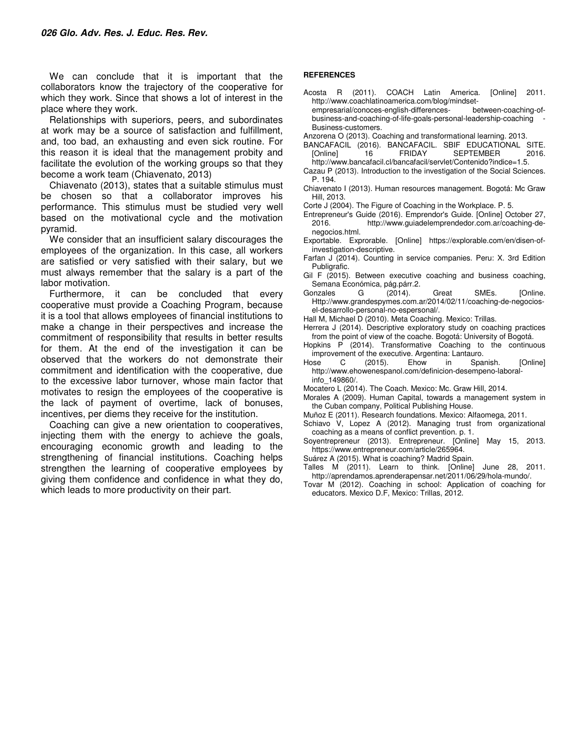We can conclude that it is important that the collaborators know the trajectory of the cooperative for which they work. Since that shows a lot of interest in the place where they work.

Relationships with superiors, peers, and subordinates at work may be a source of satisfaction and fulfillment, and, too bad, an exhausting and even sick routine. For this reason it is ideal that the management probity and facilitate the evolution of the working groups so that they become a work team (Chiavenato, 2013)

Chiavenato (2013), states that a suitable stimulus must be chosen so that a collaborator improves his performance. This stimulus must be studied very well based on the motivational cycle and the motivation pyramid.

We consider that an insufficient salary discourages the employees of the organization. In this case, all workers are satisfied or very satisfied with their salary, but we must always remember that the salary is a part of the labor motivation.

Furthermore, it can be concluded that every cooperative must provide a Coaching Program, because it is a tool that allows employees of financial institutions to make a change in their perspectives and increase the commitment of responsibility that results in better results for them. At the end of the investigation it can be observed that the workers do not demonstrate their commitment and identification with the cooperative, due to the excessive labor turnover, whose main factor that motivates to resign the employees of the cooperative is the lack of payment of overtime, lack of bonuses, incentives, per diems they receive for the institution.

Coaching can give a new orientation to cooperatives, injecting them with the energy to achieve the goals, encouraging economic growth and leading to the strengthening of financial institutions. Coaching helps strengthen the learning of cooperative employees by giving them confidence and confidence in what they do, which leads to more productivity on their part.

## REFERENCES

Acosta R (2011). COACH Latin America. [Online] 2011. http://www.coachlatinoamerica.com/blog/mindset-empresarial/conoces-english-differences- between-coaching-of-business-and-coaching-of-life-goals-personal-leadership-coaching - Business-customers.

Anzorena O (2013). Coaching and transformational learning. 2013.

BANCAFACIL (2016). BANCAFACIL. SBIF EDUCATIONAL SITE. [Online] 16 FRIDAY SEPTEMBER 2016. http://www.bancafacil.cl/bancafacil/servlet/Contenido?indice=1.5.

Cazau P (2013). Introduction to the investigation of the Social Sciences. P. 194.

Chiavenato I (2013). Human resources management. Bogotá: Mc Graw Hill, 2013.

Corte J (2004). The Figure of Coaching in the Workplace. P. 5.

Entrepreneur's Guide (2016). Emprendor's Guide. [Online] October 27, 2016. http://www.guiadelemprendedor.com.ar/coaching-de-negocios.html.

Exportable. Exprorable. [Online] https://explorable.com/en/disen-of-investigation-descriptive.

Farfan J (2014). Counting in service companies. Peru: X. 3rd Edition Publigrafic.

Gil F (2015). Between executive coaching and business coaching, Semana Económica, pág.párr.2.

Gonzales G (2014). Great SMEs. [Online. Http://www.grandespymes.com.ar/2014/02/11/coaching-de-negocios-el-desarrollo-personal-no-espersonal/.

Hall M, Michael D (2010). Meta Coaching. Mexico: Trillas.

Herrera J (2014). Descriptive exploratory study on coaching practices from the point of view of the coache. Bogotá: University of Bogotá.

Hopkins P (2014). Transformative Coaching to the continuous improvement of the executive. Argentina: Lantauro.

Hose C (2015). Ehow in Spanish. [Online] http://www.ehowenespanol.com/definicion-desempeno-laboral-info_149860/.

Mocatero L (2014). The Coach. Mexico: Mc. Graw Hill, 2014.

Morales A (2009). Human Capital, towards a management system in the Cuban company, Political Publishing House.

Muñoz E (2011). Research foundations. Mexico: Alfaomega, 2011.

Schiavo V, Lopez A (2012). Managing trust from organizational coaching as a means of conflict prevention. p. 1.

Soyentrepreneur (2013). Entrepreneur. [Online] May 15, 2013. https://www.entrepreneur.com/article/265964.

Suárez A (2015). What is coaching? Madrid Spain.

Talles M (2011). Learn to think. [Online] June 28, 2011. http://aprendamos.aprenderapensar.net/2011/06/29/hola-mundo/.

Tovar M (2012). Coaching in school: Application of coaching for educators. Mexico D.F, Mexico: Trillas, 2012.